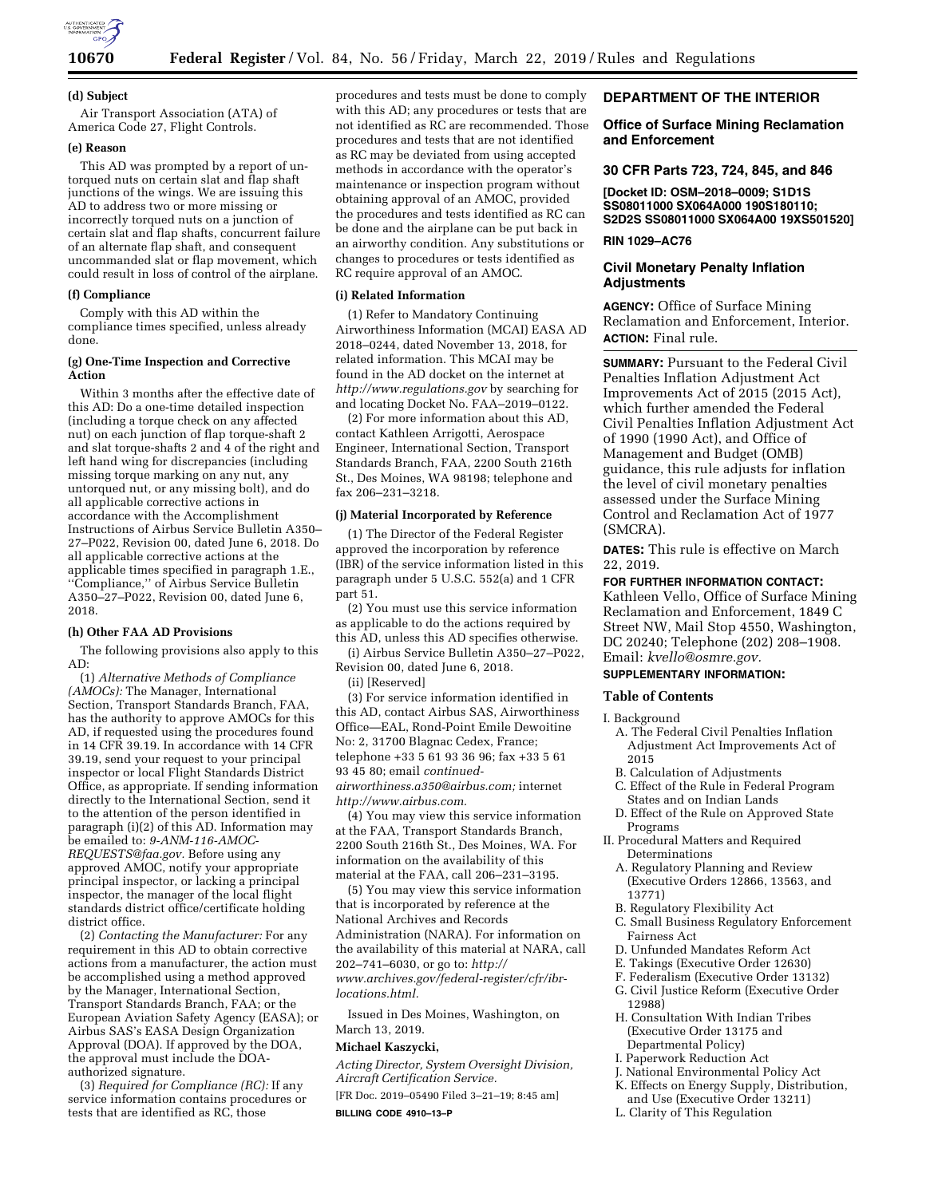**(d) Subject**

Air Transport Association (ATA) of America Code 27, Flight Controls.

**(e) Reason**

This AD was prompted by a report of un-torqued nuts on certain slat and flap shaft junctions of the wings. We are issuing this AD to address two or more missing or incorrectly torqued nuts on a junction of certain slat and flap shafts, concurrent failure of an alternate flap shaft, and consequent uncommanded slat or flap movement, which could result in loss of control of the airplane.

**(f) Compliance**

Comply with this AD within the compliance times specified, unless already done.

**(g) One-Time Inspection and Corrective Action**

Within 3 months after the effective date of this AD: Do a one-time detailed inspection (including a torque check on any affected nut) on each junction of flap torque-shaft 2 and slat torque-shafts 2 and 4 of the right and left hand wing for discrepancies (including missing torque marking on any nut, any untorqued nut, or any missing bolt), and do all applicable corrective actions in accordance with the Accomplishment Instructions of Airbus Service Bulletin A350–27–P022, Revision 00, dated June 6, 2018. Do all applicable corrective actions at the applicable times specified in paragraph 1.E., ''Compliance,'' of Airbus Service Bulletin A350–27–P022, Revision 00, dated June 6, 2018.

**(h) Other FAA AD Provisions**

The following provisions also apply to this AD:

(1) *Alternative Methods of Compliance (AMOCs):* The Manager, International Section, Transport Standards Branch, FAA, has the authority to approve AMOCs for this AD, if requested using the procedures found in 14 CFR 39.19. In accordance with 14 CFR 39.19, send your request to your principal inspector or local Flight Standards District Office, as appropriate. If sending information directly to the International Section, send it to the attention of the person identified in paragraph (i)(2) of this AD. Information may be emailed to: *9-ANM-116-AMOC-REQUESTS@faa.gov.* Before using any approved AMOC, notify your appropriate principal inspector, or lacking a principal inspector, the manager of the local flight standards district office/certificate holding district office.

(2) *Contacting the Manufacturer:* For any requirement in this AD to obtain corrective actions from a manufacturer, the action must be accomplished using a method approved by the Manager, International Section, Transport Standards Branch, FAA; or the European Aviation Safety Agency (EASA); or Airbus SAS's EASA Design Organization Approval (DOA). If approved by the DOA, the approval must include the DOA-authorized signature.

(3) *Required for Compliance (RC):* If any service information contains procedures or tests that are identified as RC, those procedures and tests must be done to comply with this AD; any procedures or tests that are not identified as RC are recommended. Those procedures and tests that are not identified as RC may be deviated from using accepted methods in accordance with the operator's maintenance or inspection program without obtaining approval of an AMOC, provided the procedures and tests identified as RC can be done and the airplane can be put back in an airworthy condition. Any substitutions or changes to procedures or tests identified as RC require approval of an AMOC.

**(i) Related Information**

(1) Refer to Mandatory Continuing Airworthiness Information (MCAI) EASA AD 2018–0244, dated November 13, 2018, for related information. This MCAI may be found in the AD docket on the internet at *http://www.regulations.gov* by searching for and locating Docket No. FAA–2019–0122.

(2) For more information about this AD, contact Kathleen Arrigotti, Aerospace Engineer, International Section, Transport Standards Branch, FAA, 2200 South 216th St., Des Moines, WA 98198; telephone and fax 206–231–3218.

**(j) Material Incorporated by Reference**

(1) The Director of the Federal Register approved the incorporation by reference (IBR) of the service information listed in this paragraph under 5 U.S.C. 552(a) and 1 CFR part 51.

(2) You must use this service information as applicable to do the actions required by this AD, unless this AD specifies otherwise.

(i) Airbus Service Bulletin A350–27–P022, Revision 00, dated June 6, 2018.

(ii) [Reserved]

(3) For service information identified in this AD, contact Airbus SAS, Airworthiness Office—EAL, Rond-Point Emile Dewoitine No: 2, 31700 Blagnac Cedex, France; telephone +33 5 61 93 36 96; fax +33 5 61 93 45 80; email *continued-airworthiness.a350@airbus.com;* internet *http://www.airbus.com.*

(4) You may view this service information at the FAA, Transport Standards Branch, 2200 South 216th St., Des Moines, WA. For information on the availability of this material at the FAA, call 206–231–3195.

(5) You may view this service information that is incorporated by reference at the National Archives and Records Administration (NARA). For information on the availability of this material at NARA, call 202–741–6030, or go to: *http://www.archives.gov/federal-register/cfr/ibr-locations.html.*

Issued in Des Moines, Washington, on March 13, 2019.

**Michael Kaszycki,**

*Acting Director, System Oversight Division, Aircraft Certification Service.*

[FR Doc. 2019–05490 Filed 3–21–19; 8:45 am]

**BILLING CODE 4910–13–P**

## DEPARTMENT OF THE INTERIOR

### Office of Surface Mining Reclamation and Enforcement

### 30 CFR Parts 723, 724, 845, and 846

**[Docket ID: OSM–2018–0009; S1D1S SS08011000 SX064A000 190S180110; S2D2S SS08011000 SX064A00 19XS501520]**

**RIN 1029–AC76**

### Civil Monetary Penalty Inflation Adjustments

**AGENCY:** Office of Surface Mining Reclamation and Enforcement, Interior.

**ACTION:** Final rule.

**SUMMARY:** Pursuant to the Federal Civil Penalties Inflation Adjustment Act Improvements Act of 2015 (2015 Act), which further amended the Federal Civil Penalties Inflation Adjustment Act of 1990 (1990 Act), and Office of Management and Budget (OMB) guidance, this rule adjusts for inflation the level of civil monetary penalties assessed under the Surface Mining Control and Reclamation Act of 1977 (SMCRA).

**DATES:** This rule is effective on March 22, 2019.

**FOR FURTHER INFORMATION CONTACT:** Kathleen Vello, Office of Surface Mining Reclamation and Enforcement, 1849 C Street NW, Mail Stop 4550, Washington, DC 20240; Telephone (202) 208–1908. Email: *kvello@osmre.gov.*

**SUPPLEMENTARY INFORMATION:**

**Table of Contents**

I. Background
- A. The Federal Civil Penalties Inflation Adjustment Act Improvements Act of 2015
- B. Calculation of Adjustments
- C. Effect of the Rule in Federal Program States and on Indian Lands
- D. Effect of the Rule on Approved State Programs

II. Procedural Matters and Required Determinations
- A. Regulatory Planning and Review (Executive Orders 12866, 13563, and 13771)
- B. Regulatory Flexibility Act
- C. Small Business Regulatory Enforcement Fairness Act
- D. Unfunded Mandates Reform Act
- E. Takings (Executive Order 12630)
- F. Federalism (Executive Order 13132)
- G. Civil Justice Reform (Executive Order 12988)
- H. Consultation With Indian Tribes (Executive Order 13175 and Departmental Policy)
- I. Paperwork Reduction Act
- J. National Environmental Policy Act
- K. Effects on Energy Supply, Distribution, and Use (Executive Order 13211)
- L. Clarity of This Regulation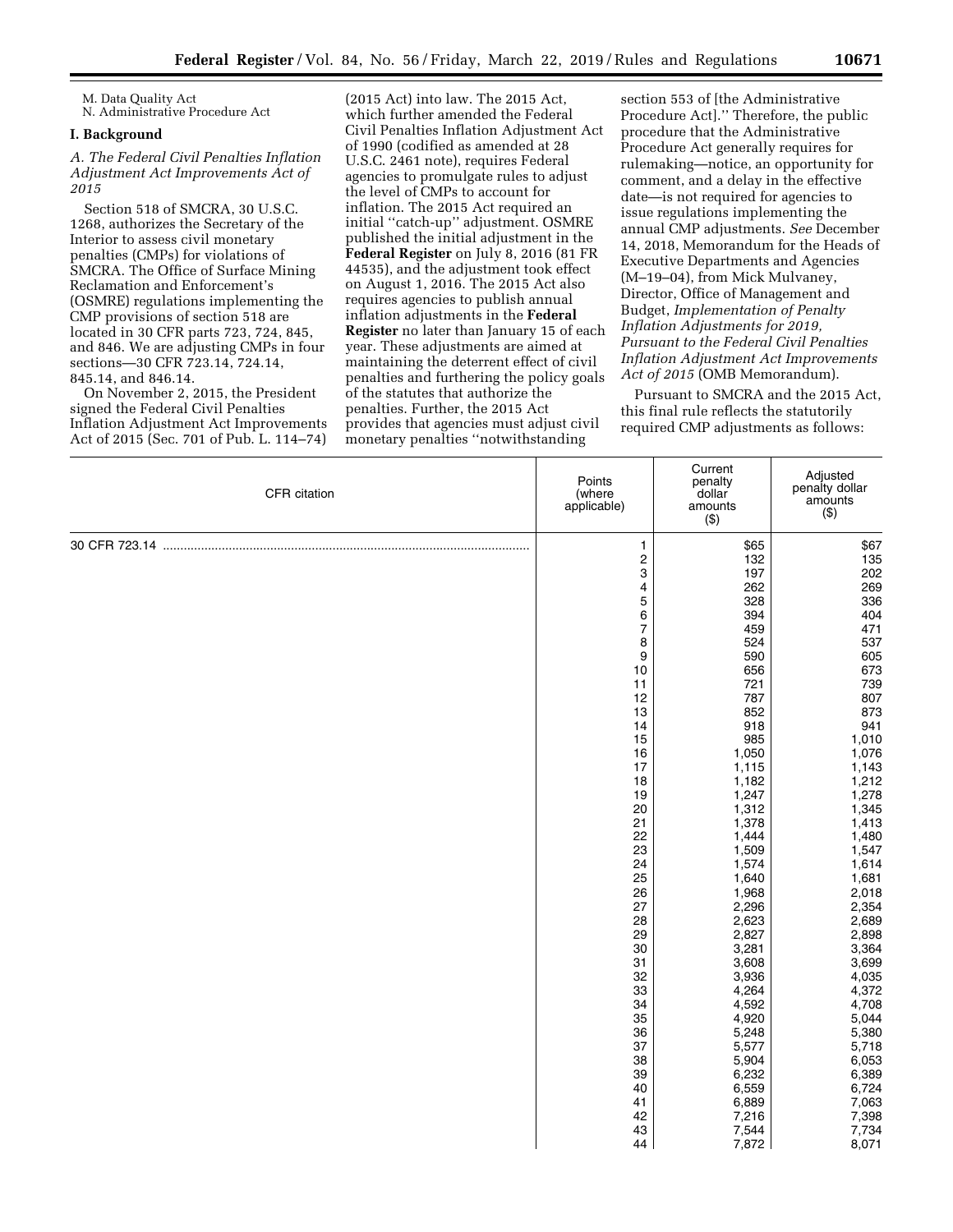M. Data Quality Act
N. Administrative Procedure Act

## I. Background

### *A. The Federal Civil Penalties Inflation Adjustment Act Improvements Act of 2015*

Section 518 of SMCRA, 30 U.S.C. 1268, authorizes the Secretary of the Interior to assess civil monetary penalties (CMPs) for violations of SMCRA. The Office of Surface Mining Reclamation and Enforcement's (OSMRE) regulations implementing the CMP provisions of section 518 are located in 30 CFR parts 723, 724, 845, and 846. We are adjusting CMPs in four sections—30 CFR 723.14, 724.14, 845.14, and 846.14.

On November 2, 2015, the President signed the Federal Civil Penalties Inflation Adjustment Act Improvements Act of 2015 (Sec. 701 of Pub. L. 114–74) (2015 Act) into law. The 2015 Act, which further amended the Federal Civil Penalties Inflation Adjustment Act of 1990 (codified as amended at 28 U.S.C. 2461 note), requires Federal agencies to promulgate rules to adjust the level of CMPs to account for inflation. The 2015 Act required an initial "catch-up" adjustment. OSMRE published the initial adjustment in the **Federal Register** on July 8, 2016 (81 FR 44535), and the adjustment took effect on August 1, 2016. The 2015 Act also requires agencies to publish annual inflation adjustments in the **Federal Register** no later than January 15 of each year. These adjustments are aimed at maintaining the deterrent effect of civil penalties and furthering the policy goals of the statutes that authorize the penalties. Further, the 2015 Act provides that agencies must adjust civil monetary penalties "notwithstanding section 553 of [the Administrative Procedure Act]." Therefore, the public procedure that the Administrative Procedure Act generally requires for rulemaking—notice, an opportunity for comment, and a delay in the effective date—is not required for agencies to issue regulations implementing the annual CMP adjustments. *See* December 14, 2018, Memorandum for the Heads of Executive Departments and Agencies (M–19–04), from Mick Mulvaney, Director, Office of Management and Budget, *Implementation of Penalty Inflation Adjustments for 2019, Pursuant to the Federal Civil Penalties Inflation Adjustment Act Improvements Act of 2015* (OMB Memorandum).

Pursuant to SMCRA and the 2015 Act, this final rule reflects the statutorily required CMP adjustments as follows:

| CFR citation | Points (where applicable) | Current penalty dollar amounts ($) | Adjusted penalty dollar amounts ($) |
|---|---|---|---|
| 30 CFR 723.14 | 1 | $65 | $67 |
| | 2 | 132 | 135 |
| | 3 | 197 | 202 |
| | 4 | 262 | 269 |
| | 5 | 328 | 336 |
| | 6 | 394 | 404 |
| | 7 | 459 | 471 |
| | 8 | 524 | 537 |
| | 9 | 590 | 605 |
| | 10 | 656 | 673 |
| | 11 | 721 | 739 |
| | 12 | 787 | 807 |
| | 13 | 852 | 873 |
| | 14 | 918 | 941 |
| | 15 | 985 | 1,010 |
| | 16 | 1,050 | 1,076 |
| | 17 | 1,115 | 1,143 |
| | 18 | 1,182 | 1,212 |
| | 19 | 1,247 | 1,278 |
| | 20 | 1,312 | 1,345 |
| | 21 | 1,378 | 1,413 |
| | 22 | 1,444 | 1,480 |
| | 23 | 1,509 | 1,547 |
| | 24 | 1,574 | 1,614 |
| | 25 | 1,640 | 1,681 |
| | 26 | 1,968 | 2,018 |
| | 27 | 2,296 | 2,354 |
| | 28 | 2,623 | 2,689 |
| | 29 | 2,827 | 2,898 |
| | 30 | 3,281 | 3,364 |
| | 31 | 3,608 | 3,699 |
| | 32 | 3,936 | 4,035 |
| | 33 | 4,264 | 4,372 |
| | 34 | 4,592 | 4,708 |
| | 35 | 4,920 | 5,044 |
| | 36 | 5,248 | 5,380 |
| | 37 | 5,577 | 5,718 |
| | 38 | 5,904 | 6,053 |
| | 39 | 6,232 | 6,389 |
| | 40 | 6,559 | 6,724 |
| | 41 | 6,889 | 7,063 |
| | 42 | 7,216 | 7,398 |
| | 43 | 7,544 | 7,734 |
| | 44 | 7,872 | 8,071 |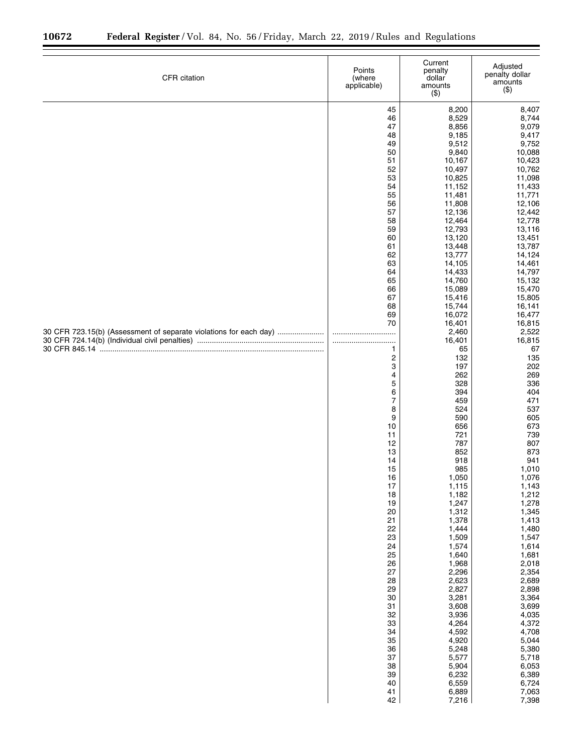| CFR citation | Points (where applicable) | Current penalty dollar amounts ($) | Adjusted penalty dollar amounts ($) |
| --- | --- | --- | --- |
| | 45 | 8,200 | 8,407 |
| | 46 | 8,529 | 8,744 |
| | 47 | 8,856 | 9,079 |
| | 48 | 9,185 | 9,417 |
| | 49 | 9,512 | 9,752 |
| | 50 | 9,840 | 10,088 |
| | 51 | 10,167 | 10,423 |
| | 52 | 10,497 | 10,762 |
| | 53 | 10,825 | 11,098 |
| | 54 | 11,152 | 11,433 |
| | 55 | 11,481 | 11,771 |
| | 56 | 11,808 | 12,106 |
| | 57 | 12,136 | 12,442 |
| | 58 | 12,464 | 12,778 |
| | 59 | 12,793 | 13,116 |
| | 60 | 13,120 | 13,451 |
| | 61 | 13,448 | 13,787 |
| | 62 | 13,777 | 14,124 |
| | 63 | 14,105 | 14,461 |
| | 64 | 14,433 | 14,797 |
| | 65 | 14,760 | 15,132 |
| | 66 | 15,089 | 15,470 |
| | 67 | 15,416 | 15,805 |
| | 68 | 15,744 | 16,141 |
| | 69 | 16,072 | 16,477 |
| | 70 | 16,401 | 16,815 |
| 30 CFR 723.15(b) (Assessment of separate violations for each day) | | 2,460 | 2,522 |
| 30 CFR 724.14(b) (Individual civil penalties) | | 16,401 | 16,815 |
| 30 CFR 845.14 | 1 | 65 | 67 |
| | 2 | 132 | 135 |
| | 3 | 197 | 202 |
| | 4 | 262 | 269 |
| | 5 | 328 | 336 |
| | 6 | 394 | 404 |
| | 7 | 459 | 471 |
| | 8 | 524 | 537 |
| | 9 | 590 | 605 |
| | 10 | 656 | 673 |
| | 11 | 721 | 739 |
| | 12 | 787 | 807 |
| | 13 | 852 | 873 |
| | 14 | 918 | 941 |
| | 15 | 985 | 1,010 |
| | 16 | 1,050 | 1,076 |
| | 17 | 1,115 | 1,143 |
| | 18 | 1,182 | 1,212 |
| | 19 | 1,247 | 1,278 |
| | 20 | 1,312 | 1,345 |
| | 21 | 1,378 | 1,413 |
| | 22 | 1,444 | 1,480 |
| | 23 | 1,509 | 1,547 |
| | 24 | 1,574 | 1,614 |
| | 25 | 1,640 | 1,681 |
| | 26 | 1,968 | 2,018 |
| | 27 | 2,296 | 2,354 |
| | 28 | 2,623 | 2,689 |
| | 29 | 2,827 | 2,898 |
| | 30 | 3,281 | 3,364 |
| | 31 | 3,608 | 3,699 |
| | 32 | 3,936 | 4,035 |
| | 33 | 4,264 | 4,372 |
| | 34 | 4,592 | 4,708 |
| | 35 | 4,920 | 5,044 |
| | 36 | 5,248 | 5,380 |
| | 37 | 5,577 | 5,718 |
| | 38 | 5,904 | 6,053 |
| | 39 | 6,232 | 6,389 |
| | 40 | 6,559 | 6,724 |
| | 41 | 6,889 | 7,063 |
| | 42 | 7,216 | 7,398 |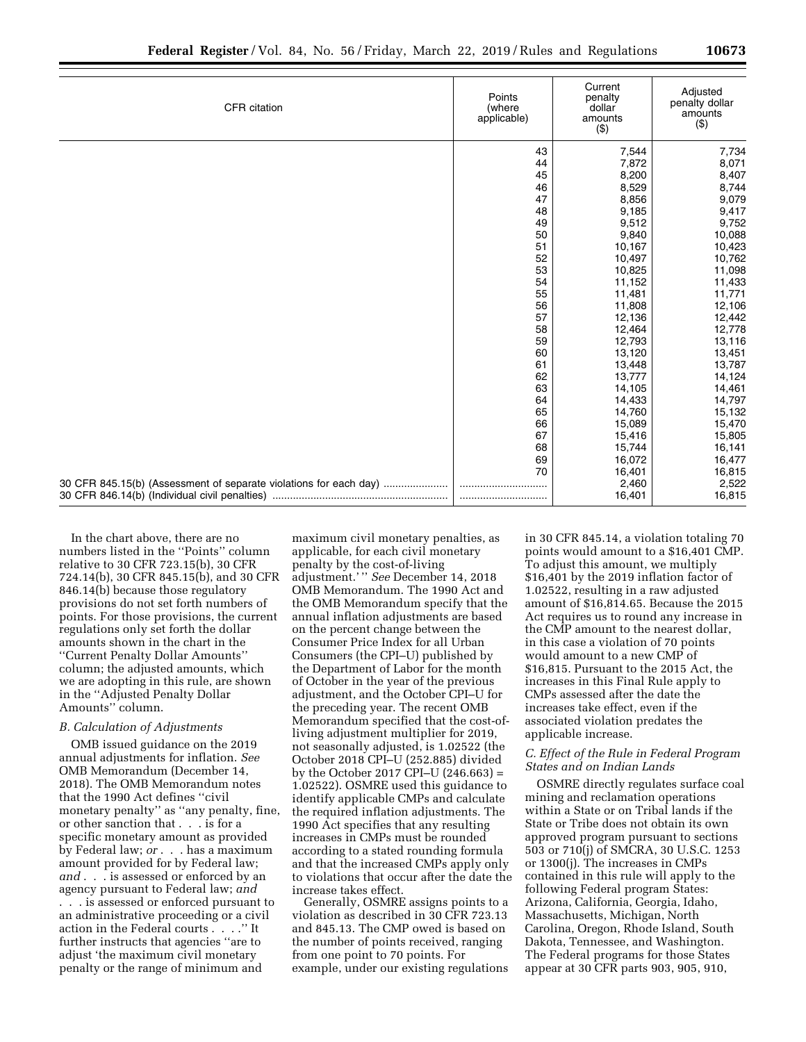| CFR citation | Points (where applicable) | Current penalty dollar amounts ($) | Adjusted penalty dollar amounts ($) |
|---|---|---|---|
| | 43 | 7,544 | 7,734 |
| | 44 | 7,872 | 8,071 |
| | 45 | 8,200 | 8,407 |
| | 46 | 8,529 | 8,744 |
| | 47 | 8,856 | 9,079 |
| | 48 | 9,185 | 9,417 |
| | 49 | 9,512 | 9,752 |
| | 50 | 9,840 | 10,088 |
| | 51 | 10,167 | 10,423 |
| | 52 | 10,497 | 10,762 |
| | 53 | 10,825 | 11,098 |
| | 54 | 11,152 | 11,433 |
| | 55 | 11,481 | 11,771 |
| | 56 | 11,808 | 12,106 |
| | 57 | 12,136 | 12,442 |
| | 58 | 12,464 | 12,778 |
| | 59 | 12,793 | 13,116 |
| | 60 | 13,120 | 13,451 |
| | 61 | 13,448 | 13,787 |
| | 62 | 13,777 | 14,124 |
| | 63 | 14,105 | 14,461 |
| | 64 | 14,433 | 14,797 |
| | 65 | 14,760 | 15,132 |
| | 66 | 15,089 | 15,470 |
| | 67 | 15,416 | 15,805 |
| | 68 | 15,744 | 16,141 |
| | 69 | 16,072 | 16,477 |
| | 70 | 16,401 | 16,815 |
| 30 CFR 845.15(b) (Assessment of separate violations for each day) | | 2,460 | 2,522 |
| 30 CFR 846.14(b) (Individual civil penalties) | | 16,401 | 16,815 |

In the chart above, there are no numbers listed in the ''Points'' column relative to 30 CFR 723.15(b), 30 CFR 724.14(b), 30 CFR 845.15(b), and 30 CFR 846.14(b) because those regulatory provisions do not set forth numbers of points. For those provisions, the current regulations only set forth the dollar amounts shown in the chart in the ''Current Penalty Dollar Amounts'' column; the adjusted amounts, which we are adopting in this rule, are shown in the ''Adjusted Penalty Dollar Amounts'' column.

### B. Calculation of Adjustments

OMB issued guidance on the 2019 annual adjustments for inflation. *See* OMB Memorandum (December 14, 2018). The OMB Memorandum notes that the 1990 Act defines ''civil monetary penalty'' as ''any penalty, fine, or other sanction that . . . is for a specific monetary amount as provided by Federal law; *or* . . . has a maximum amount provided for by Federal law; *and* . . . is assessed or enforced by an agency pursuant to Federal law; *and* . . . is assessed or enforced pursuant to an administrative proceeding or a civil action in the Federal courts . . . .'' It further instructs that agencies ''are to adjust 'the maximum civil monetary penalty or the range of minimum and maximum civil monetary penalties, as applicable, for each civil monetary penalty by the cost-of-living adjustment.' '' *See* December 14, 2018 OMB Memorandum. The 1990 Act and the OMB Memorandum specify that the annual inflation adjustments are based on the percent change between the Consumer Price Index for all Urban Consumers (the CPI–U) published by the Department of Labor for the month of October in the year of the previous adjustment, and the October CPI–U for the preceding year. The recent OMB Memorandum specified that the cost-of-living adjustment multiplier for 2019, not seasonally adjusted, is 1.02522 (the October 2018 CPI–U (252.885) divided by the October 2017 CPI–U (246.663) = 1.02522). OSMRE used this guidance to identify applicable CMPs and calculate the required inflation adjustments. The 1990 Act specifies that any resulting increases in CMPs must be rounded according to a stated rounding formula and that the increased CMPs apply only to violations that occur after the date the increase takes effect.

Generally, OSMRE assigns points to a violation as described in 30 CFR 723.13 and 845.13. The CMP owed is based on the number of points received, ranging from one point to 70 points. For example, under our existing regulations in 30 CFR 845.14, a violation totaling 70 points would amount to a $16,401 CMP. To adjust this amount, we multiply $16,401 by the 2019 inflation factor of 1.02522, resulting in a raw adjusted amount of $16,814.65. Because the 2015 Act requires us to round any increase in the CMP amount to the nearest dollar, in this case a violation of 70 points would amount to a new CMP of $16,815. Pursuant to the 2015 Act, the increases in this Final Rule apply to CMPs assessed after the date the increases take effect, even if the associated violation predates the applicable increase.

### C. Effect of the Rule in Federal Program States and on Indian Lands

OSMRE directly regulates surface coal mining and reclamation operations within a State or on Tribal lands if the State or Tribe does not obtain its own approved program pursuant to sections 503 or 710(j) of SMCRA, 30 U.S.C. 1253 or 1300(j). The increases in CMPs contained in this rule will apply to the following Federal program States: Arizona, California, Georgia, Idaho, Massachusetts, Michigan, North Carolina, Oregon, Rhode Island, South Dakota, Tennessee, and Washington. The Federal programs for those States appear at 30 CFR parts 903, 905, 910,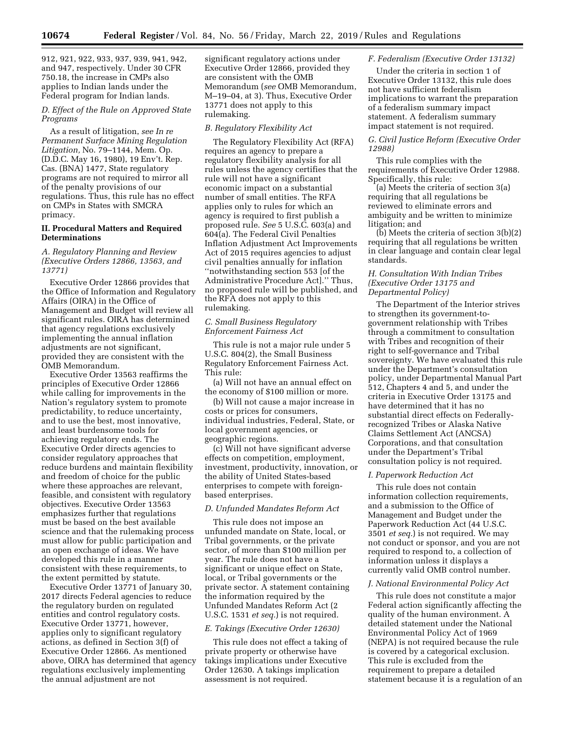912, 921, 922, 933, 937, 939, 941, 942, and 947, respectively. Under 30 CFR 750.18, the increase in CMPs also applies to Indian lands under the Federal program for Indian lands.

### *D. Effect of the Rule on Approved State Programs*

As a result of litigation, *see In re Permanent Surface Mining Regulation Litigation,* No. 79–1144, Mem. Op. (D.D.C. May 16, 1980), 19 Env't. Rep. Cas. (BNA) 1477, State regulatory programs are not required to mirror all of the penalty provisions of our regulations. Thus, this rule has no effect on CMPs in States with SMCRA primacy.

## II. Procedural Matters and Required Determinations

### *A. Regulatory Planning and Review (Executive Orders 12866, 13563, and 13771)*

Executive Order 12866 provides that the Office of Information and Regulatory Affairs (OIRA) in the Office of Management and Budget will review all significant rules. OIRA has determined that agency regulations exclusively implementing the annual inflation adjustments are not significant, provided they are consistent with the OMB Memorandum.

Executive Order 13563 reaffirms the principles of Executive Order 12866 while calling for improvements in the Nation's regulatory system to promote predictability, to reduce uncertainty, and to use the best, most innovative, and least burdensome tools for achieving regulatory ends. The Executive Order directs agencies to consider regulatory approaches that reduce burdens and maintain flexibility and freedom of choice for the public where these approaches are relevant, feasible, and consistent with regulatory objectives. Executive Order 13563 emphasizes further that regulations must be based on the best available science and that the rulemaking process must allow for public participation and an open exchange of ideas. We have developed this rule in a manner consistent with these requirements, to the extent permitted by statute.

Executive Order 13771 of January 30, 2017 directs Federal agencies to reduce the regulatory burden on regulated entities and control regulatory costs. Executive Order 13771, however, applies only to significant regulatory actions, as defined in Section 3(f) of Executive Order 12866. As mentioned above, OIRA has determined that agency regulations exclusively implementing the annual adjustment are not significant regulatory actions under Executive Order 12866, provided they are consistent with the OMB Memorandum (*see* OMB Memorandum, M–19–04, at 3). Thus, Executive Order 13771 does not apply to this rulemaking.

### *B. Regulatory Flexibility Act*

The Regulatory Flexibility Act (RFA) requires an agency to prepare a regulatory flexibility analysis for all rules unless the agency certifies that the rule will not have a significant economic impact on a substantial number of small entities. The RFA applies only to rules for which an agency is required to first publish a proposed rule. *See* 5 U.S.C. 603(a) and 604(a). The Federal Civil Penalties Inflation Adjustment Act Improvements Act of 2015 requires agencies to adjust civil penalties annually for inflation "notwithstanding section 553 [of the Administrative Procedure Act]." Thus, no proposed rule will be published, and the RFA does not apply to this rulemaking.

### *C. Small Business Regulatory Enforcement Fairness Act*

This rule is not a major rule under 5 U.S.C. 804(2), the Small Business Regulatory Enforcement Fairness Act. This rule:

(a) Will not have an annual effect on the economy of $100 million or more.

(b) Will not cause a major increase in costs or prices for consumers, individual industries, Federal, State, or local government agencies, or geographic regions.

(c) Will not have significant adverse effects on competition, employment, investment, productivity, innovation, or the ability of United States-based enterprises to compete with foreign-based enterprises.

### *D. Unfunded Mandates Reform Act*

This rule does not impose an unfunded mandate on State, local, or Tribal governments, or the private sector, of more than $100 million per year. The rule does not have a significant or unique effect on State, local, or Tribal governments or the private sector. A statement containing the information required by the Unfunded Mandates Reform Act (2 U.S.C. 1531 *et seq.*) is not required.

### *E. Takings (Executive Order 12630)*

This rule does not effect a taking of private property or otherwise have takings implications under Executive Order 12630. A takings implication assessment is not required.

### *F. Federalism (Executive Order 13132)*

Under the criteria in section 1 of Executive Order 13132, this rule does not have sufficient federalism implications to warrant the preparation of a federalism summary impact statement. A federalism summary impact statement is not required.

### *G. Civil Justice Reform (Executive Order 12988)*

This rule complies with the requirements of Executive Order 12988. Specifically, this rule:

(a) Meets the criteria of section 3(a) requiring that all regulations be reviewed to eliminate errors and ambiguity and be written to minimize litigation; and

(b) Meets the criteria of section 3(b)(2) requiring that all regulations be written in clear language and contain clear legal standards.

### *H. Consultation With Indian Tribes (Executive Order 13175 and Departmental Policy)*

The Department of the Interior strives to strengthen its government-to-government relationship with Tribes through a commitment to consultation with Tribes and recognition of their right to self-governance and Tribal sovereignty. We have evaluated this rule under the Department's consultation policy, under Departmental Manual Part 512, Chapters 4 and 5, and under the criteria in Executive Order 13175 and have determined that it has no substantial direct effects on Federally-recognized Tribes or Alaska Native Claims Settlement Act (ANCSA) Corporations, and that consultation under the Department's Tribal consultation policy is not required.

### *I. Paperwork Reduction Act*

This rule does not contain information collection requirements, and a submission to the Office of Management and Budget under the Paperwork Reduction Act (44 U.S.C. 3501 *et seq.*) is not required. We may not conduct or sponsor, and you are not required to respond to, a collection of information unless it displays a currently valid OMB control number.

### *J. National Environmental Policy Act*

This rule does not constitute a major Federal action significantly affecting the quality of the human environment. A detailed statement under the National Environmental Policy Act of 1969 (NEPA) is not required because the rule is covered by a categorical exclusion. This rule is excluded from the requirement to prepare a detailed statement because it is a regulation of an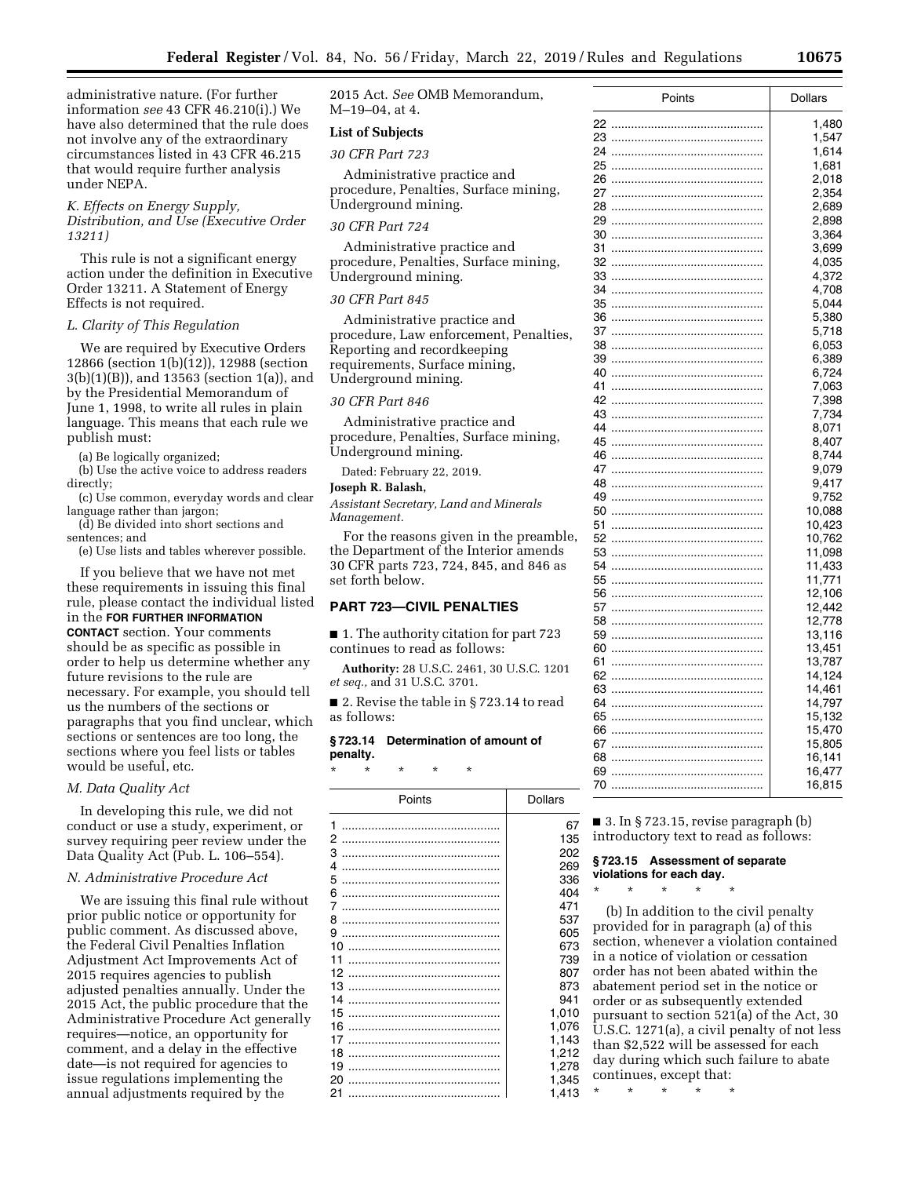administrative nature. (For further information *see* 43 CFR 46.210(i).) We have also determined that the rule does not involve any of the extraordinary circumstances listed in 43 CFR 46.215 that would require further analysis under NEPA.

### K. Effects on Energy Supply, Distribution, and Use (Executive Order 13211)

This rule is not a significant energy action under the definition in Executive Order 13211. A Statement of Energy Effects is not required.

### L. Clarity of This Regulation

We are required by Executive Orders 12866 (section 1(b)(12)), 12988 (section 3(b)(1)(B)), and 13563 (section 1(a)), and by the Presidential Memorandum of June 1, 1998, to write all rules in plain language. This means that each rule we publish must:

(a) Be logically organized;

(b) Use the active voice to address readers directly;

(c) Use common, everyday words and clear language rather than jargon;

(d) Be divided into short sections and sentences; and

(e) Use lists and tables wherever possible.

If you believe that we have not met these requirements in issuing this final rule, please contact the individual listed in the **FOR FURTHER INFORMATION CONTACT** section. Your comments should be as specific as possible in order to help us determine whether any future revisions to the rule are necessary. For example, you should tell us the numbers of the sections or paragraphs that you find unclear, which sections or sentences are too long, the sections where you feel lists or tables would be useful, etc.

### M. Data Quality Act

In developing this rule, we did not conduct or use a study, experiment, or survey requiring peer review under the Data Quality Act (Pub. L. 106–554).

### N. Administrative Procedure Act

We are issuing this final rule without prior public notice or opportunity for public comment. As discussed above, the Federal Civil Penalties Inflation Adjustment Act Improvements Act of 2015 requires agencies to publish adjusted penalties annually. Under the 2015 Act, the public procedure that the Administrative Procedure Act generally requires—notice, an opportunity for comment, and a delay in the effective date—is not required for agencies to issue regulations implementing the annual adjustments required by the 2015 Act. *See* OMB Memorandum, M–19–04, at 4.

**List of Subjects**

*30 CFR Part 723*

Administrative practice and procedure, Penalties, Surface mining, Underground mining.

*30 CFR Part 724*

Administrative practice and procedure, Penalties, Surface mining, Underground mining.

*30 CFR Part 845*

Administrative practice and procedure, Law enforcement, Penalties, Reporting and recordkeeping requirements, Surface mining, Underground mining.

*30 CFR Part 846*

Administrative practice and procedure, Penalties, Surface mining, Underground mining.

Dated: February 22, 2019.

**Joseph R. Balash,**

*Assistant Secretary, Land and Minerals Management.*

For the reasons given in the preamble, the Department of the Interior amends 30 CFR parts 723, 724, 845, and 846 as set forth below.

## PART 723—CIVIL PENALTIES

■ 1. The authority citation for part 723 continues to read as follows:

**Authority:** 28 U.S.C. 2461, 30 U.S.C. 1201 *et seq.,* and 31 U.S.C. 3701.

■ 2. Revise the table in § 723.14 to read as follows:

**§ 723.14 Determination of amount of penalty.**

\* \* \* \* \*

| Points | Dollars |
|---|---|
| 1 | 67 |
| 2 | 135 |
| 3 | 202 |
| 4 | 269 |
| 5 | 336 |
| 6 | 404 |
| 7 | 471 |
| 8 | 537 |
| 9 | 605 |
| 10 | 673 |
| 11 | 739 |
| 12 | 807 |
| 13 | 873 |
| 14 | 941 |
| 15 | 1,010 |
| 16 | 1,076 |
| 17 | 1,143 |
| 18 | 1,212 |
| 19 | 1,278 |
| 20 | 1,345 |
| 21 | 1,413 |
| 22 | 1,480 |
| 23 | 1,547 |
| 24 | 1,614 |
| 25 | 1,681 |
| 26 | 2,018 |
| 27 | 2,354 |
| 28 | 2,689 |
| 29 | 2,898 |
| 30 | 3,364 |
| 31 | 3,699 |
| 32 | 4,035 |
| 33 | 4,372 |
| 34 | 4,708 |
| 35 | 5,044 |
| 36 | 5,380 |
| 37 | 5,718 |
| 38 | 6,053 |
| 39 | 6,389 |
| 40 | 6,724 |
| 41 | 7,063 |
| 42 | 7,398 |
| 43 | 7,734 |
| 44 | 8,071 |
| 45 | 8,407 |
| 46 | 8,744 |
| 47 | 9,079 |
| 48 | 9,417 |
| 49 | 9,752 |
| 50 | 10,088 |
| 51 | 10,423 |
| 52 | 10,762 |
| 53 | 11,098 |
| 54 | 11,433 |
| 55 | 11,771 |
| 56 | 12,106 |
| 57 | 12,442 |
| 58 | 12,778 |
| 59 | 13,116 |
| 60 | 13,451 |
| 61 | 13,787 |
| 62 | 14,124 |
| 63 | 14,461 |
| 64 | 14,797 |
| 65 | 15,132 |
| 66 | 15,470 |
| 67 | 15,805 |
| 68 | 16,141 |
| 69 | 16,477 |
| 70 | 16,815 |

■ 3. In § 723.15, revise paragraph (b) introductory text to read as follows:

**§ 723.15 Assessment of separate violations for each day.**

\* \* \* \* \*

(b) In addition to the civil penalty provided for in paragraph (a) of this section, whenever a violation contained in a notice of violation or cessation order has not been abated within the abatement period set in the notice or order or as subsequently extended pursuant to section 521(a) of the Act, 30 U.S.C. 1271(a), a civil penalty of not less than $2,522 will be assessed for each day during which such failure to abate continues, except that:

\* \* \* \* \*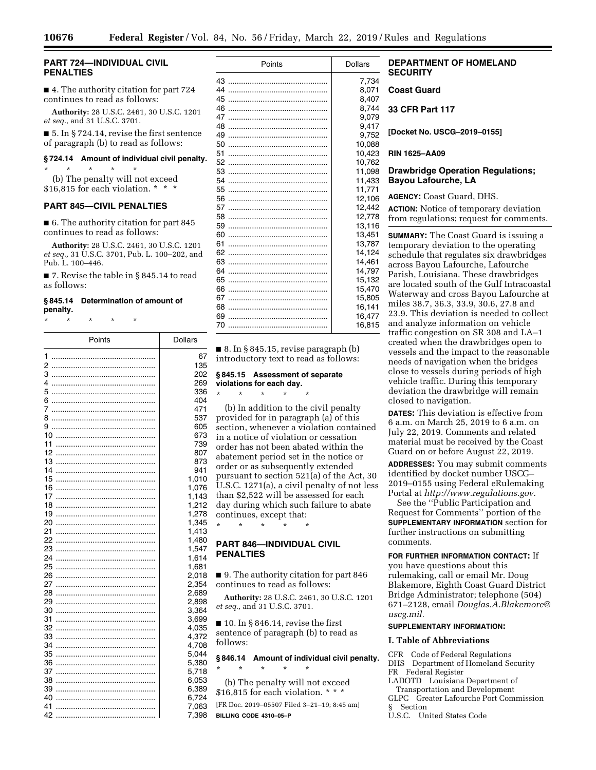## PART 724—INDIVIDUAL CIVIL PENALTIES

■ 4. The authority citation for part 724 continues to read as follows:

**Authority:** 28 U.S.C. 2461, 30 U.S.C. 1201 *et seq.,* and 31 U.S.C. 3701.

■ 5. In § 724.14, revise the first sentence of paragraph (b) to read as follows:

### § 724.14 Amount of individual civil penalty.

\* \* \* \* \*

(b) The penalty will not exceed $16,815 for each violation. \* \* \*

## PART 845—CIVIL PENALTIES

■ 6. The authority citation for part 845 continues to read as follows:

**Authority:** 28 U.S.C. 2461, 30 U.S.C. 1201 *et seq.,* 31 U.S.C. 3701, Pub. L. 100–202, and Pub. L. 100–446.

■ 7. Revise the table in § 845.14 to read as follows:

### § 845.14 Determination of amount of penalty.

\* \* \* \* \*

| Points | Dollars |
|---|---|
| 1 | 67 |
| 2 | 135 |
| 3 | 202 |
| 4 | 269 |
| 5 | 336 |
| 6 | 404 |
| 7 | 471 |
| 8 | 537 |
| 9 | 605 |
| 10 | 673 |
| 11 | 739 |
| 12 | 807 |
| 13 | 873 |
| 14 | 941 |
| 15 | 1,010 |
| 16 | 1,076 |
| 17 | 1,143 |
| 18 | 1,212 |
| 19 | 1,278 |
| 20 | 1,345 |
| 21 | 1,413 |
| 22 | 1,480 |
| 23 | 1,547 |
| 24 | 1,614 |
| 25 | 1,681 |
| 26 | 2,018 |
| 27 | 2,354 |
| 28 | 2,689 |
| 29 | 2,898 |
| 30 | 3,364 |
| 31 | 3,699 |
| 32 | 4,035 |
| 33 | 4,372 |
| 34 | 4,708 |
| 35 | 5,044 |
| 36 | 5,380 |
| 37 | 5,718 |
| 38 | 6,053 |
| 39 | 6,389 |
| 40 | 6,724 |
| 41 | 7,063 |
| 42 | 7,398 |
| 43 | 7,734 |
| 44 | 8,071 |
| 45 | 8,407 |
| 46 | 8,744 |
| 47 | 9,079 |
| 48 | 9,417 |
| 49 | 9,752 |
| 50 | 10,088 |
| 51 | 10,423 |
| 52 | 10,762 |
| 53 | 11,098 |
| 54 | 11,433 |
| 55 | 11,771 |
| 56 | 12,106 |
| 57 | 12,442 |
| 58 | 12,778 |
| 59 | 13,116 |
| 60 | 13,451 |
| 61 | 13,787 |
| 62 | 14,124 |
| 63 | 14,461 |
| 64 | 14,797 |
| 65 | 15,132 |
| 66 | 15,470 |
| 67 | 15,805 |
| 68 | 16,141 |
| 69 | 16,477 |
| 70 | 16,815 |

■ 8. In § 845.15, revise paragraph (b) introductory text to read as follows:

### § 845.15 Assessment of separate violations for each day.

\* \* \* \* \*

(b) In addition to the civil penalty provided for in paragraph (a) of this section, whenever a violation contained in a notice of violation or cessation order has not been abated within the abatement period set in the notice or order or as subsequently extended pursuant to section 521(a) of the Act, 30 U.S.C. 1271(a), a civil penalty of not less than $2,522 will be assessed for each day during which such failure to abate continues, except that:

\* \* \* \* \*

## PART 846—INDIVIDUAL CIVIL PENALTIES

■ 9. The authority citation for part 846 continues to read as follows:

**Authority:** 28 U.S.C. 2461, 30 U.S.C. 1201 *et seq.,* and 31 U.S.C. 3701.

■ 10. In § 846.14, revise the first sentence of paragraph (b) to read as follows:

### § 846.14 Amount of individual civil penalty.

\* \* \* \* \*

(b) The penalty will not exceed $16,815 for each violation. \* \* \*

[FR Doc. 2019–05507 Filed 3–21–19; 8:45 am]

**BILLING CODE 4310–05–P**

## DEPARTMENT OF HOMELAND SECURITY

### Coast Guard

### 33 CFR Part 117

**[Docket No. USCG–2019–0155]**

**RIN 1625–AA09**

### Drawbridge Operation Regulations; Bayou Lafourche, LA

**AGENCY:** Coast Guard, DHS.

**ACTION:** Notice of temporary deviation from regulations; request for comments.

**SUMMARY:** The Coast Guard is issuing a temporary deviation to the operating schedule that regulates six drawbridges across Bayou Lafourche, Lafourche Parish, Louisiana. These drawbridges are located south of the Gulf Intracoastal Waterway and cross Bayou Lafourche at miles 38.7, 36.3, 33.9, 30.6, 27.8 and 23.9. This deviation is needed to collect and analyze information on vehicle traffic congestion on SR 308 and LA–1 created when the drawbridges open to vessels and the impact to the reasonable needs of navigation when the bridges close to vessels during periods of high vehicle traffic. During this temporary deviation the drawbridge will remain closed to navigation.

**DATES:** This deviation is effective from 6 a.m. on March 25, 2019 to 6 a.m. on July 22, 2019. Comments and related material must be received by the Coast Guard on or before August 22, 2019.

**ADDRESSES:** You may submit comments identified by docket number USCG–2019–0155 using Federal eRulemaking Portal at *http://www.regulations.gov.*

See the ''Public Participation and Request for Comments'' portion of the **SUPPLEMENTARY INFORMATION** section for further instructions on submitting comments.

**FOR FURTHER INFORMATION CONTACT:** If you have questions about this rulemaking, call or email Mr. Doug Blakemore, Eighth Coast Guard District Bridge Administrator; telephone (504) 671–2128, email *Douglas.A.Blakemore@uscg.mil.*

**SUPPLEMENTARY INFORMATION:**

### I. Table of Abbreviations

CFR Code of Federal Regulations
DHS Department of Homeland Security
FR Federal Register
LADOTD Louisiana Department of Transportation and Development
GLPC Greater Lafourche Port Commission
§ Section
U.S.C. United States Code